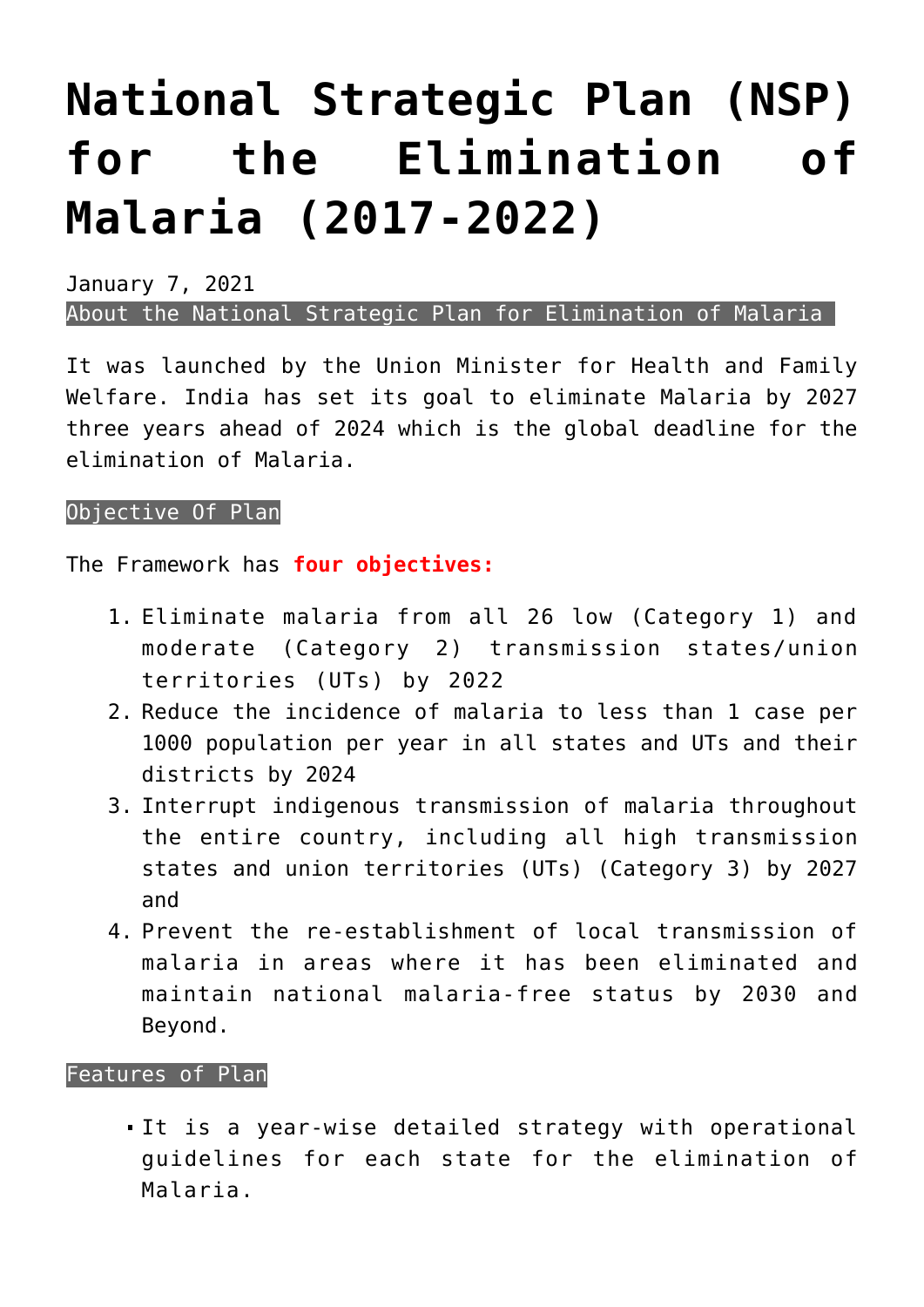# National Strategic Plan (NSP) for the Elimination of Malaria (2017-2022)

January 7, 2021

About the National Strategic Plan for Elimination of Malaria

It was launched by the Union Minister for Health and Family Welfare. India has set its goal to eliminate Malaria by 2027 three years ahead of 2024 which is the global deadline for the elimination of Malaria.

Objective Of Plan

The Framework has **four objectives:**

1. Eliminate malaria from all 26 low (Category 1) and moderate (Category 2) transmission states/union territories (UTs) by 2022
2. Reduce the incidence of malaria to less than 1 case per 1000 population per year in all states and UTs and their districts by 2024
3. Interrupt indigenous transmission of malaria throughout the entire country, including all high transmission states and union territories (UTs) (Category 3) by 2027 and
4. Prevent the re-establishment of local transmission of malaria in areas where it has been eliminated and maintain national malaria-free status by 2030 and Beyond.

Features of Plan

- It is a year-wise detailed strategy with operational guidelines for each state for the elimination of Malaria.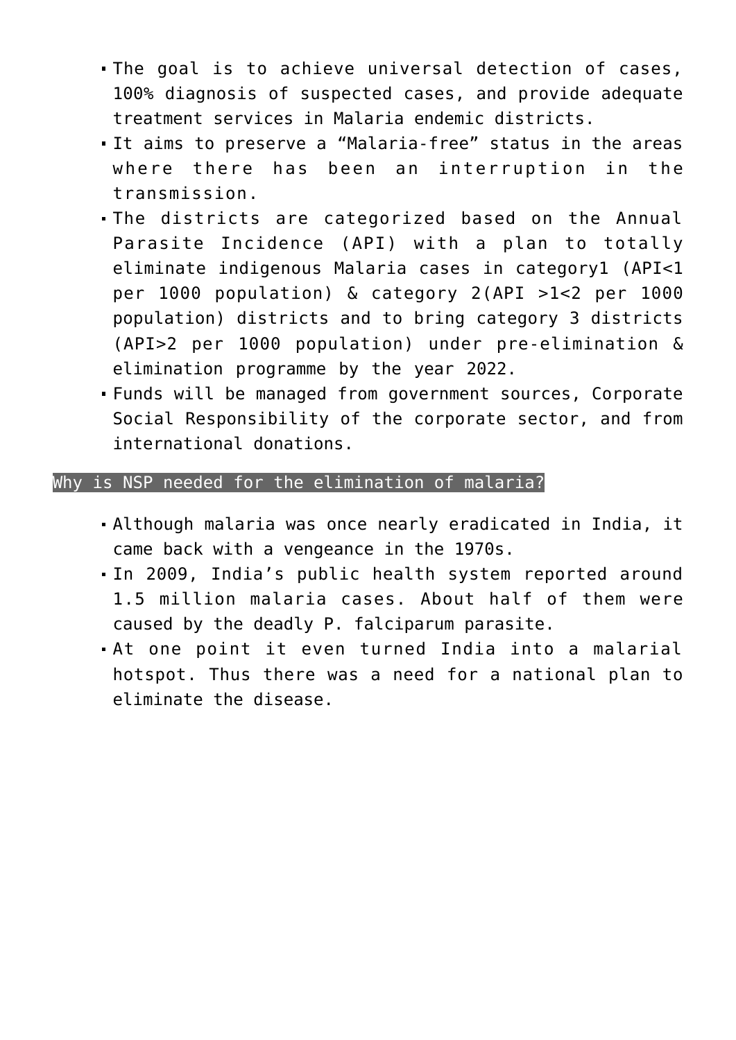- The goal is to achieve universal detection of cases, 100% diagnosis of suspected cases, and provide adequate treatment services in Malaria endemic districts.
- It aims to preserve a "Malaria-free" status in the areas where there has been an interruption in the transmission.
- The districts are categorized based on the Annual Parasite Incidence (API) with a plan to totally eliminate indigenous Malaria cases in category1 (API<1 per 1000 population) & category 2(API >1<2 per 1000 population) districts and to bring category 3 districts (API>2 per 1000 population) under pre-elimination & elimination programme by the year 2022.
- Funds will be managed from government sources, Corporate Social Responsibility of the corporate sector, and from international donations.

## Why is NSP needed for the elimination of malaria?

- Although malaria was once nearly eradicated in India, it came back with a vengeance in the 1970s.
- In 2009, India's public health system reported around 1.5 million malaria cases. About half of them were caused by the deadly P. falciparum parasite.
- At one point it even turned India into a malarial hotspot. Thus there was a need for a national plan to eliminate the disease.